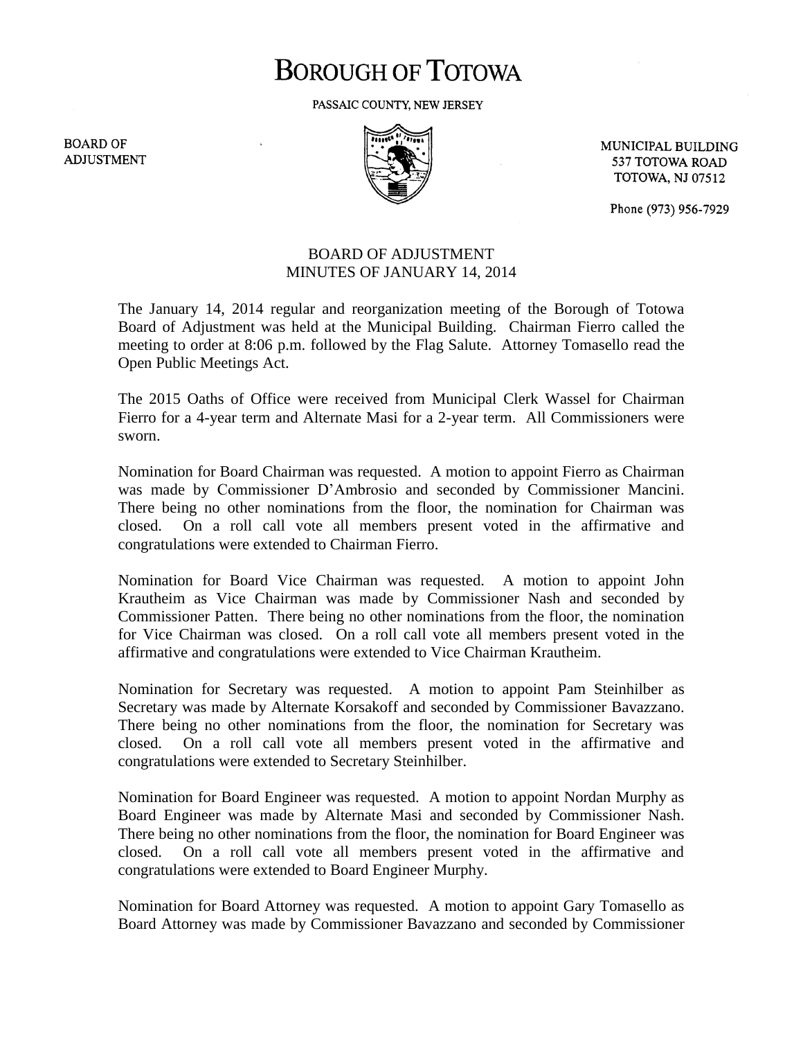# BOROUGH OF TOTOWA

PASSAIC COUNTY, NEW JERSEY

BOARD OF ADJUSTMENT

MUNICIPAL BUILDING
537 TOTOWA ROAD
TOTOWA, NJ 07512

Phone (973) 956-7929

## BOARD OF ADJUSTMENT
## MINUTES OF JANUARY 14, 2014

The January 14, 2014 regular and reorganization meeting of the Borough of Totowa Board of Adjustment was held at the Municipal Building. Chairman Fierro called the meeting to order at 8:06 p.m. followed by the Flag Salute. Attorney Tomasello read the Open Public Meetings Act.

The 2015 Oaths of Office were received from Municipal Clerk Wassel for Chairman Fierro for a 4-year term and Alternate Masi for a 2-year term. All Commissioners were sworn.

Nomination for Board Chairman was requested. A motion to appoint Fierro as Chairman was made by Commissioner D'Ambrosio and seconded by Commissioner Mancini. There being no other nominations from the floor, the nomination for Chairman was closed. On a roll call vote all members present voted in the affirmative and congratulations were extended to Chairman Fierro.

Nomination for Board Vice Chairman was requested. A motion to appoint John Krautheim as Vice Chairman was made by Commissioner Nash and seconded by Commissioner Patten. There being no other nominations from the floor, the nomination for Vice Chairman was closed. On a roll call vote all members present voted in the affirmative and congratulations were extended to Vice Chairman Krautheim.

Nomination for Secretary was requested. A motion to appoint Pam Steinhilber as Secretary was made by Alternate Korsakoff and seconded by Commissioner Bavazzano. There being no other nominations from the floor, the nomination for Secretary was closed. On a roll call vote all members present voted in the affirmative and congratulations were extended to Secretary Steinhilber.

Nomination for Board Engineer was requested. A motion to appoint Nordan Murphy as Board Engineer was made by Alternate Masi and seconded by Commissioner Nash. There being no other nominations from the floor, the nomination for Board Engineer was closed. On a roll call vote all members present voted in the affirmative and congratulations were extended to Board Engineer Murphy.

Nomination for Board Attorney was requested. A motion to appoint Gary Tomasello as Board Attorney was made by Commissioner Bavazzano and seconded by Commissioner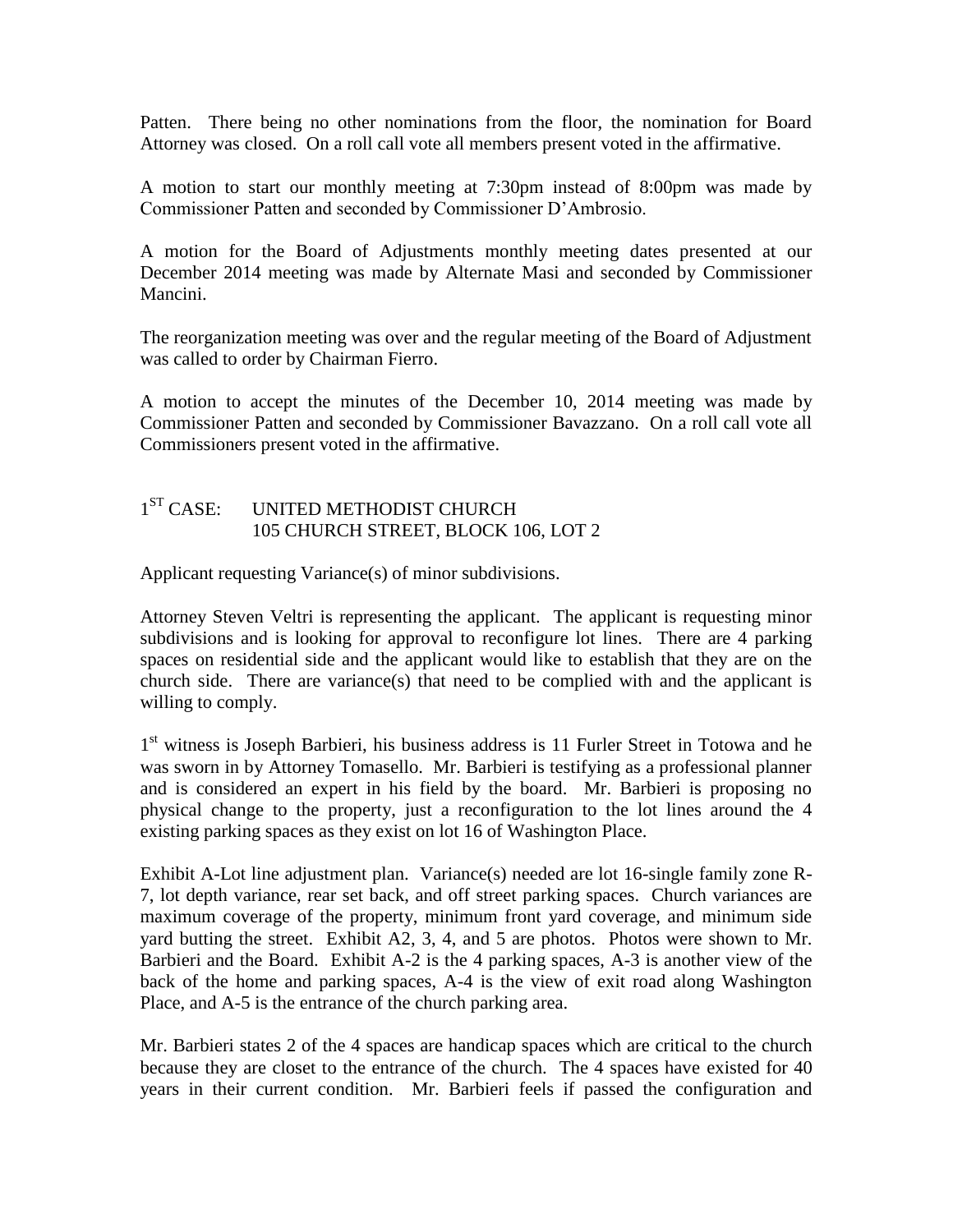Patten. There being no other nominations from the floor, the nomination for Board Attorney was closed. On a roll call vote all members present voted in the affirmative.

A motion to start our monthly meeting at 7:30pm instead of 8:00pm was made by Commissioner Patten and seconded by Commissioner D'Ambrosio.

A motion for the Board of Adjustments monthly meeting dates presented at our December 2014 meeting was made by Alternate Masi and seconded by Commissioner Mancini.

The reorganization meeting was over and the regular meeting of the Board of Adjustment was called to order by Chairman Fierro.

A motion to accept the minutes of the December 10, 2014 meeting was made by Commissioner Patten and seconded by Commissioner Bavazzano. On a roll call vote all Commissioners present voted in the affirmative.

1ST CASE: UNITED METHODIST CHURCH
105 CHURCH STREET, BLOCK 106, LOT 2

Applicant requesting Variance(s) of minor subdivisions.

Attorney Steven Veltri is representing the applicant. The applicant is requesting minor subdivisions and is looking for approval to reconfigure lot lines. There are 4 parking spaces on residential side and the applicant would like to establish that they are on the church side. There are variance(s) that need to be complied with and the applicant is willing to comply.

1st witness is Joseph Barbieri, his business address is 11 Furler Street in Totowa and he was sworn in by Attorney Tomasello. Mr. Barbieri is testifying as a professional planner and is considered an expert in his field by the board. Mr. Barbieri is proposing no physical change to the property, just a reconfiguration to the lot lines around the 4 existing parking spaces as they exist on lot 16 of Washington Place.

Exhibit A-Lot line adjustment plan. Variance(s) needed are lot 16-single family zone R-7, lot depth variance, rear set back, and off street parking spaces. Church variances are maximum coverage of the property, minimum front yard coverage, and minimum side yard butting the street. Exhibit A2, 3, 4, and 5 are photos. Photos were shown to Mr. Barbieri and the Board. Exhibit A-2 is the 4 parking spaces, A-3 is another view of the back of the home and parking spaces, A-4 is the view of exit road along Washington Place, and A-5 is the entrance of the church parking area.

Mr. Barbieri states 2 of the 4 spaces are handicap spaces which are critical to the church because they are closet to the entrance of the church. The 4 spaces have existed for 40 years in their current condition. Mr. Barbieri feels if passed the configuration and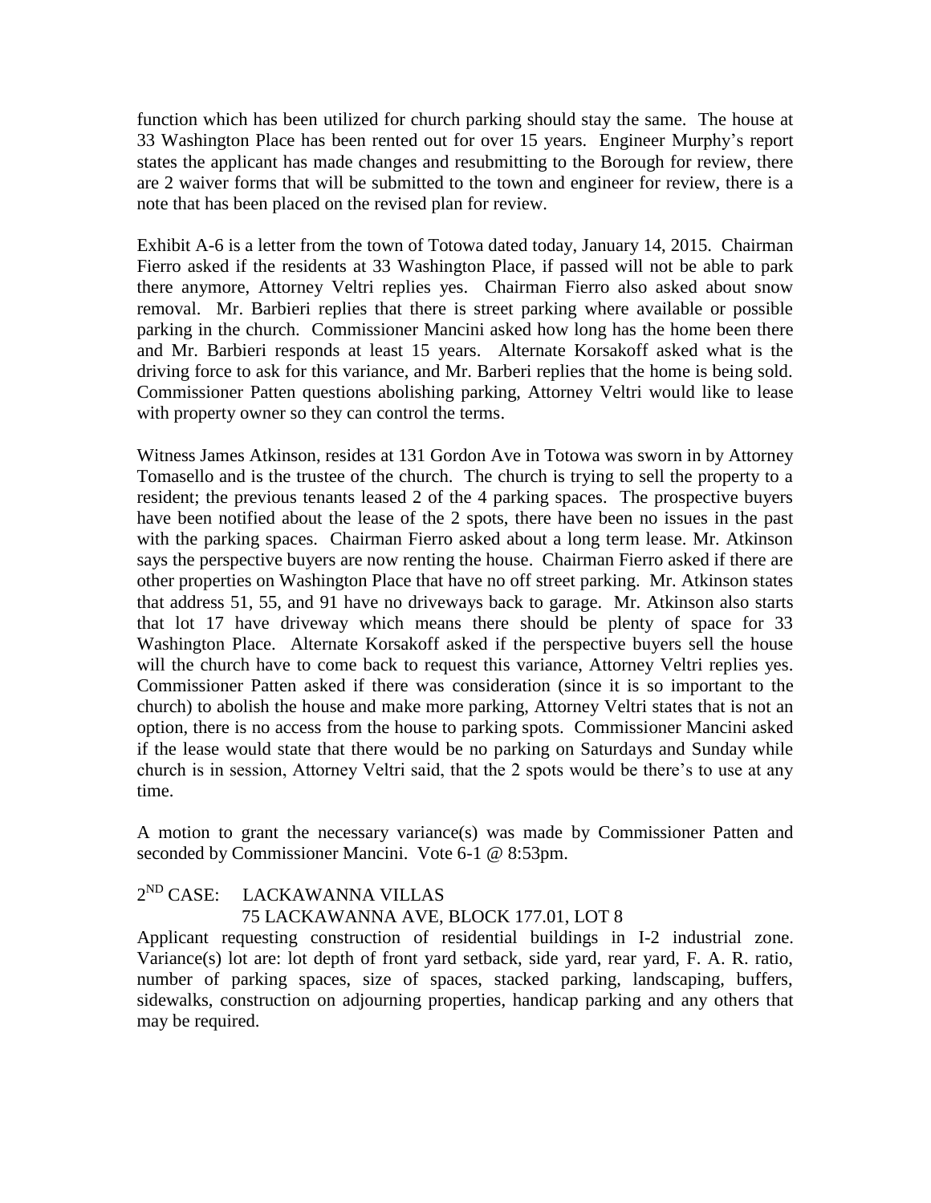function which has been utilized for church parking should stay the same. The house at 33 Washington Place has been rented out for over 15 years. Engineer Murphy's report states the applicant has made changes and resubmitting to the Borough for review, there are 2 waiver forms that will be submitted to the town and engineer for review, there is a note that has been placed on the revised plan for review.

Exhibit A-6 is a letter from the town of Totowa dated today, January 14, 2015. Chairman Fierro asked if the residents at 33 Washington Place, if passed will not be able to park there anymore, Attorney Veltri replies yes. Chairman Fierro also asked about snow removal. Mr. Barbieri replies that there is street parking where available or possible parking in the church. Commissioner Mancini asked how long has the home been there and Mr. Barbieri responds at least 15 years. Alternate Korsakoff asked what is the driving force to ask for this variance, and Mr. Barberi replies that the home is being sold. Commissioner Patten questions abolishing parking, Attorney Veltri would like to lease with property owner so they can control the terms.

Witness James Atkinson, resides at 131 Gordon Ave in Totowa was sworn in by Attorney Tomasello and is the trustee of the church. The church is trying to sell the property to a resident; the previous tenants leased 2 of the 4 parking spaces. The prospective buyers have been notified about the lease of the 2 spots, there have been no issues in the past with the parking spaces. Chairman Fierro asked about a long term lease. Mr. Atkinson says the perspective buyers are now renting the house. Chairman Fierro asked if there are other properties on Washington Place that have no off street parking. Mr. Atkinson states that address 51, 55, and 91 have no driveways back to garage. Mr. Atkinson also starts that lot 17 have driveway which means there should be plenty of space for 33 Washington Place. Alternate Korsakoff asked if the perspective buyers sell the house will the church have to come back to request this variance, Attorney Veltri replies yes. Commissioner Patten asked if there was consideration (since it is so important to the church) to abolish the house and make more parking, Attorney Veltri states that is not an option, there is no access from the house to parking spots. Commissioner Mancini asked if the lease would state that there would be no parking on Saturdays and Sunday while church is in session, Attorney Veltri said, that the 2 spots would be there's to use at any time.

A motion to grant the necessary variance(s) was made by Commissioner Patten and seconded by Commissioner Mancini. Vote 6-1 @ 8:53pm.

2ND CASE: LACKAWANNA VILLAS
75 LACKAWANNA AVE, BLOCK 177.01, LOT 8

Applicant requesting construction of residential buildings in I-2 industrial zone. Variance(s) lot are: lot depth of front yard setback, side yard, rear yard, F. A. R. ratio, number of parking spaces, size of spaces, stacked parking, landscaping, buffers, sidewalks, construction on adjourning properties, handicap parking and any others that may be required.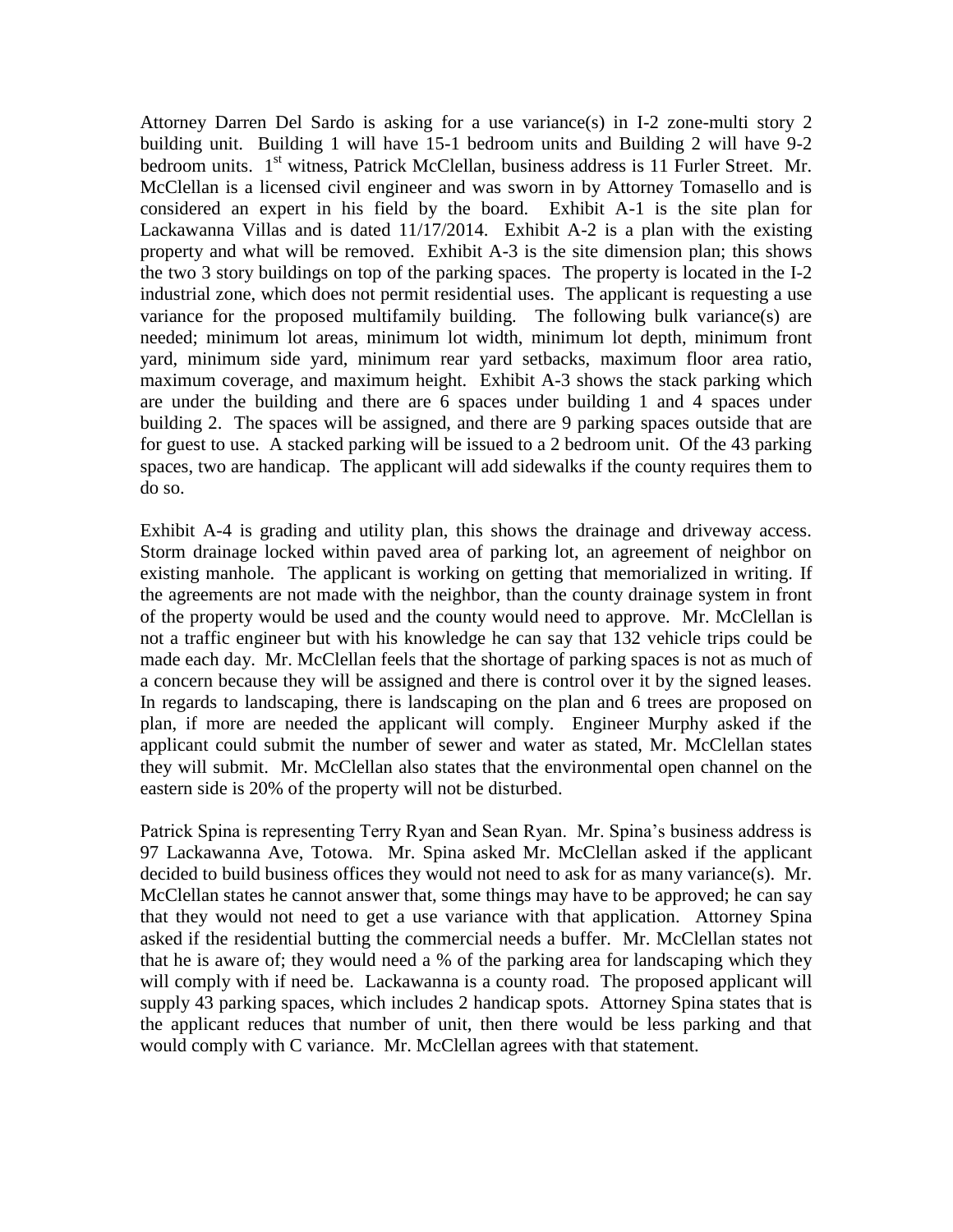Attorney Darren Del Sardo is asking for a use variance(s) in I-2 zone-multi story 2 building unit. Building 1 will have 15-1 bedroom units and Building 2 will have 9-2 bedroom units. 1st witness, Patrick McClellan, business address is 11 Furler Street. Mr. McClellan is a licensed civil engineer and was sworn in by Attorney Tomasello and is considered an expert in his field by the board. Exhibit A-1 is the site plan for Lackawanna Villas and is dated 11/17/2014. Exhibit A-2 is a plan with the existing property and what will be removed. Exhibit A-3 is the site dimension plan; this shows the two 3 story buildings on top of the parking spaces. The property is located in the I-2 industrial zone, which does not permit residential uses. The applicant is requesting a use variance for the proposed multifamily building. The following bulk variance(s) are needed; minimum lot areas, minimum lot width, minimum lot depth, minimum front yard, minimum side yard, minimum rear yard setbacks, maximum floor area ratio, maximum coverage, and maximum height. Exhibit A-3 shows the stack parking which are under the building and there are 6 spaces under building 1 and 4 spaces under building 2. The spaces will be assigned, and there are 9 parking spaces outside that are for guest to use. A stacked parking will be issued to a 2 bedroom unit. Of the 43 parking spaces, two are handicap. The applicant will add sidewalks if the county requires them to do so.

Exhibit A-4 is grading and utility plan, this shows the drainage and driveway access. Storm drainage locked within paved area of parking lot, an agreement of neighbor on existing manhole. The applicant is working on getting that memorialized in writing. If the agreements are not made with the neighbor, than the county drainage system in front of the property would be used and the county would need to approve. Mr. McClellan is not a traffic engineer but with his knowledge he can say that 132 vehicle trips could be made each day. Mr. McClellan feels that the shortage of parking spaces is not as much of a concern because they will be assigned and there is control over it by the signed leases. In regards to landscaping, there is landscaping on the plan and 6 trees are proposed on plan, if more are needed the applicant will comply. Engineer Murphy asked if the applicant could submit the number of sewer and water as stated, Mr. McClellan states they will submit. Mr. McClellan also states that the environmental open channel on the eastern side is 20% of the property will not be disturbed.

Patrick Spina is representing Terry Ryan and Sean Ryan. Mr. Spina's business address is 97 Lackawanna Ave, Totowa. Mr. Spina asked Mr. McClellan asked if the applicant decided to build business offices they would not need to ask for as many variance(s). Mr. McClellan states he cannot answer that, some things may have to be approved; he can say that they would not need to get a use variance with that application. Attorney Spina asked if the residential butting the commercial needs a buffer. Mr. McClellan states not that he is aware of; they would need a % of the parking area for landscaping which they will comply with if need be. Lackawanna is a county road. The proposed applicant will supply 43 parking spaces, which includes 2 handicap spots. Attorney Spina states that is the applicant reduces that number of unit, then there would be less parking and that would comply with C variance. Mr. McClellan agrees with that statement.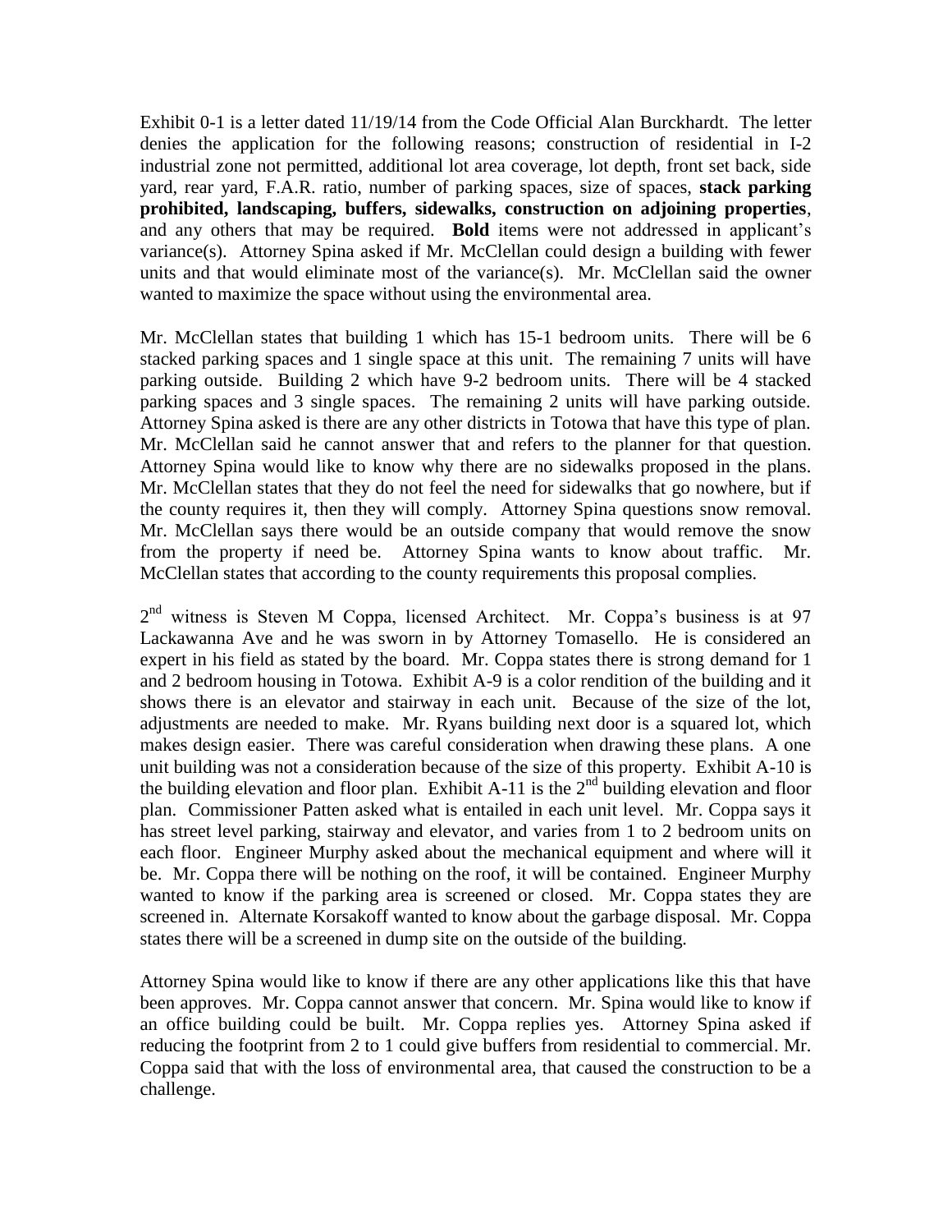Exhibit 0-1 is a letter dated 11/19/14 from the Code Official Alan Burckhardt. The letter denies the application for the following reasons; construction of residential in I-2 industrial zone not permitted, additional lot area coverage, lot depth, front set back, side yard, rear yard, F.A.R. ratio, number of parking spaces, size of spaces, **stack parking prohibited, landscaping, buffers, sidewalks, construction on adjoining properties**, and any others that may be required. **Bold** items were not addressed in applicant's variance(s). Attorney Spina asked if Mr. McClellan could design a building with fewer units and that would eliminate most of the variance(s). Mr. McClellan said the owner wanted to maximize the space without using the environmental area.

Mr. McClellan states that building 1 which has 15-1 bedroom units. There will be 6 stacked parking spaces and 1 single space at this unit. The remaining 7 units will have parking outside. Building 2 which have 9-2 bedroom units. There will be 4 stacked parking spaces and 3 single spaces. The remaining 2 units will have parking outside. Attorney Spina asked is there are any other districts in Totowa that have this type of plan. Mr. McClellan said he cannot answer that and refers to the planner for that question. Attorney Spina would like to know why there are no sidewalks proposed in the plans. Mr. McClellan states that they do not feel the need for sidewalks that go nowhere, but if the county requires it, then they will comply. Attorney Spina questions snow removal. Mr. McClellan says there would be an outside company that would remove the snow from the property if need be. Attorney Spina wants to know about traffic. Mr. McClellan states that according to the county requirements this proposal complies.

2nd witness is Steven M Coppa, licensed Architect. Mr. Coppa's business is at 97 Lackawanna Ave and he was sworn in by Attorney Tomasello. He is considered an expert in his field as stated by the board. Mr. Coppa states there is strong demand for 1 and 2 bedroom housing in Totowa. Exhibit A-9 is a color rendition of the building and it shows there is an elevator and stairway in each unit. Because of the size of the lot, adjustments are needed to make. Mr. Ryans building next door is a squared lot, which makes design easier. There was careful consideration when drawing these plans. A one unit building was not a consideration because of the size of this property. Exhibit A-10 is the building elevation and floor plan. Exhibit A-11 is the 2nd building elevation and floor plan. Commissioner Patten asked what is entailed in each unit level. Mr. Coppa says it has street level parking, stairway and elevator, and varies from 1 to 2 bedroom units on each floor. Engineer Murphy asked about the mechanical equipment and where will it be. Mr. Coppa there will be nothing on the roof, it will be contained. Engineer Murphy wanted to know if the parking area is screened or closed. Mr. Coppa states they are screened in. Alternate Korsakoff wanted to know about the garbage disposal. Mr. Coppa states there will be a screened in dump site on the outside of the building.

Attorney Spina would like to know if there are any other applications like this that have been approves. Mr. Coppa cannot answer that concern. Mr. Spina would like to know if an office building could be built. Mr. Coppa replies yes. Attorney Spina asked if reducing the footprint from 2 to 1 could give buffers from residential to commercial. Mr. Coppa said that with the loss of environmental area, that caused the construction to be a challenge.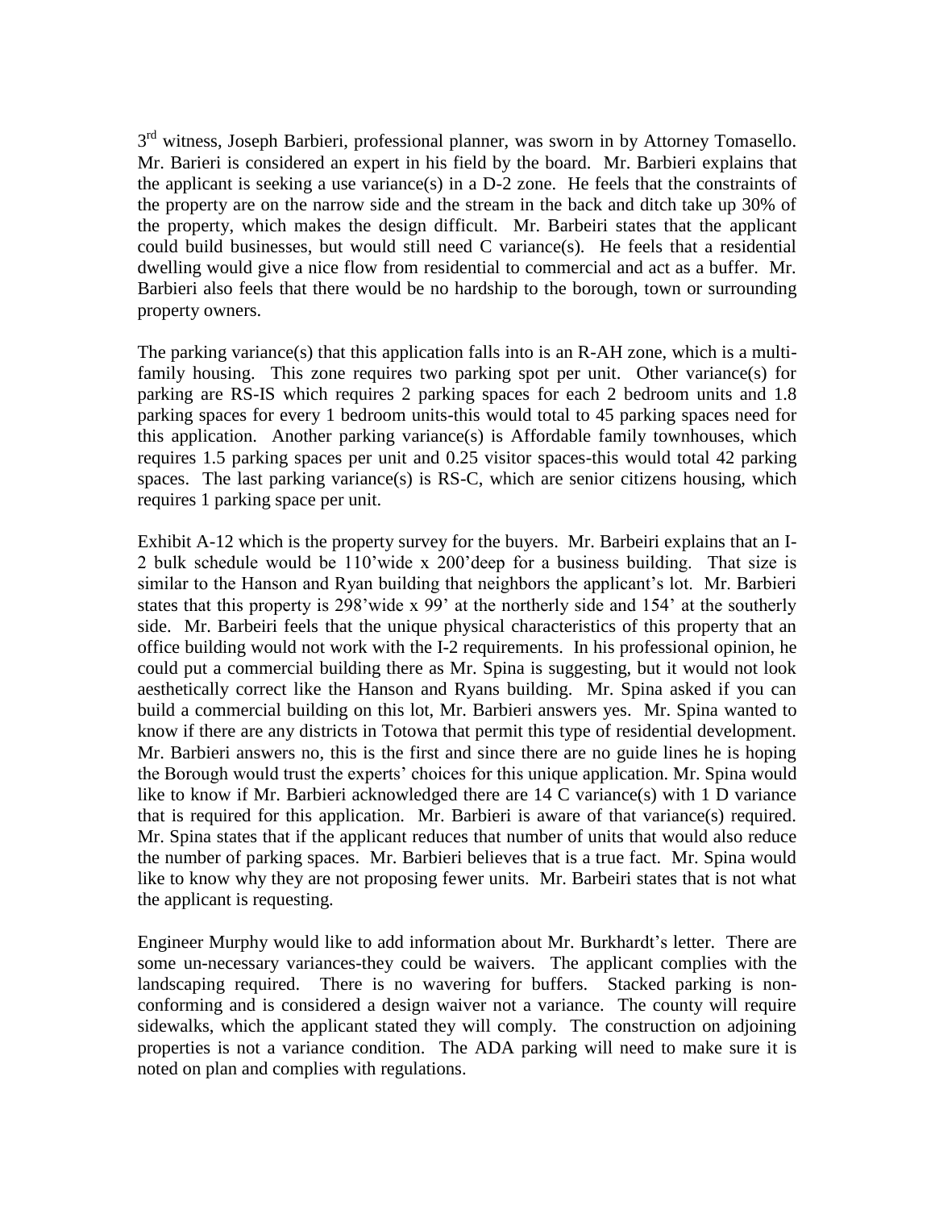3rd witness, Joseph Barbieri, professional planner, was sworn in by Attorney Tomasello. Mr. Barieri is considered an expert in his field by the board. Mr. Barbieri explains that the applicant is seeking a use variance(s) in a D-2 zone. He feels that the constraints of the property are on the narrow side and the stream in the back and ditch take up 30% of the property, which makes the design difficult. Mr. Barbeiri states that the applicant could build businesses, but would still need C variance(s). He feels that a residential dwelling would give a nice flow from residential to commercial and act as a buffer. Mr. Barbieri also feels that there would be no hardship to the borough, town or surrounding property owners.

The parking variance(s) that this application falls into is an R-AH zone, which is a multi-family housing. This zone requires two parking spot per unit. Other variance(s) for parking are RS-IS which requires 2 parking spaces for each 2 bedroom units and 1.8 parking spaces for every 1 bedroom units-this would total to 45 parking spaces need for this application. Another parking variance(s) is Affordable family townhouses, which requires 1.5 parking spaces per unit and 0.25 visitor spaces-this would total 42 parking spaces. The last parking variance(s) is RS-C, which are senior citizens housing, which requires 1 parking space per unit.

Exhibit A-12 which is the property survey for the buyers. Mr. Barbeiri explains that an I-2 bulk schedule would be 110'wide x 200'deep for a business building. That size is similar to the Hanson and Ryan building that neighbors the applicant's lot. Mr. Barbieri states that this property is 298'wide x 99' at the northerly side and 154' at the southerly side. Mr. Barbeiri feels that the unique physical characteristics of this property that an office building would not work with the I-2 requirements. In his professional opinion, he could put a commercial building there as Mr. Spina is suggesting, but it would not look aesthetically correct like the Hanson and Ryans building. Mr. Spina asked if you can build a commercial building on this lot, Mr. Barbieri answers yes. Mr. Spina wanted to know if there are any districts in Totowa that permit this type of residential development. Mr. Barbieri answers no, this is the first and since there are no guide lines he is hoping the Borough would trust the experts' choices for this unique application. Mr. Spina would like to know if Mr. Barbieri acknowledged there are 14 C variance(s) with 1 D variance that is required for this application. Mr. Barbieri is aware of that variance(s) required. Mr. Spina states that if the applicant reduces that number of units that would also reduce the number of parking spaces. Mr. Barbieri believes that is a true fact. Mr. Spina would like to know why they are not proposing fewer units. Mr. Barbeiri states that is not what the applicant is requesting.

Engineer Murphy would like to add information about Mr. Burkhardt's letter. There are some un-necessary variances-they could be waivers. The applicant complies with the landscaping required. There is no wavering for buffers. Stacked parking is non-conforming and is considered a design waiver not a variance. The county will require sidewalks, which the applicant stated they will comply. The construction on adjoining properties is not a variance condition. The ADA parking will need to make sure it is noted on plan and complies with regulations.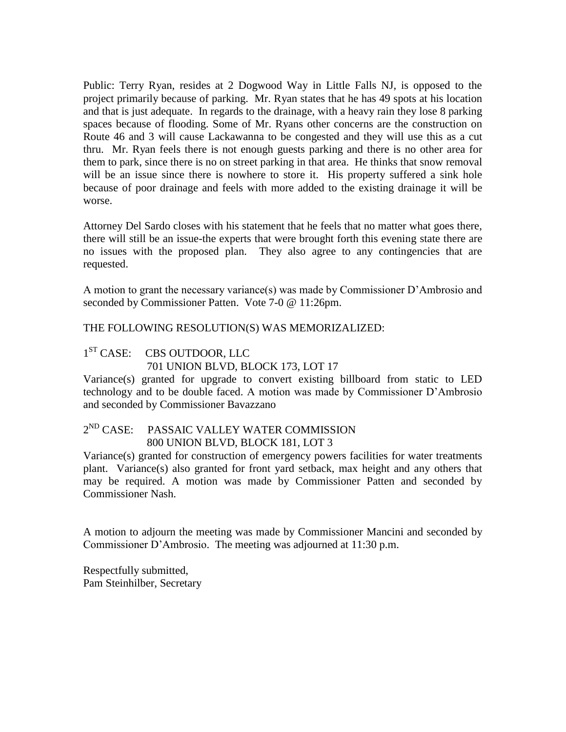Public: Terry Ryan, resides at 2 Dogwood Way in Little Falls NJ, is opposed to the project primarily because of parking. Mr. Ryan states that he has 49 spots at his location and that is just adequate. In regards to the drainage, with a heavy rain they lose 8 parking spaces because of flooding. Some of Mr. Ryans other concerns are the construction on Route 46 and 3 will cause Lackawanna to be congested and they will use this as a cut thru. Mr. Ryan feels there is not enough guests parking and there is no other area for them to park, since there is no on street parking in that area. He thinks that snow removal will be an issue since there is nowhere to store it. His property suffered a sink hole because of poor drainage and feels with more added to the existing drainage it will be worse.

Attorney Del Sardo closes with his statement that he feels that no matter what goes there, there will still be an issue-the experts that were brought forth this evening state there are no issues with the proposed plan. They also agree to any contingencies that are requested.

A motion to grant the necessary variance(s) was made by Commissioner D'Ambrosio and seconded by Commissioner Patten. Vote 7-0 @ 11:26pm.

THE FOLLOWING RESOLUTION(S) WAS MEMORIZALIZED:

1ST CASE: CBS OUTDOOR, LLC
701 UNION BLVD, BLOCK 173, LOT 17

Variance(s) granted for upgrade to convert existing billboard from static to LED technology and to be double faced. A motion was made by Commissioner D'Ambrosio and seconded by Commissioner Bavazzano

2ND CASE: PASSAIC VALLEY WATER COMMISSION
800 UNION BLVD, BLOCK 181, LOT 3

Variance(s) granted for construction of emergency powers facilities for water treatments plant. Variance(s) also granted for front yard setback, max height and any others that may be required. A motion was made by Commissioner Patten and seconded by Commissioner Nash.

A motion to adjourn the meeting was made by Commissioner Mancini and seconded by Commissioner D'Ambrosio. The meeting was adjourned at 11:30 p.m.

Respectfully submitted,
Pam Steinhilber, Secretary